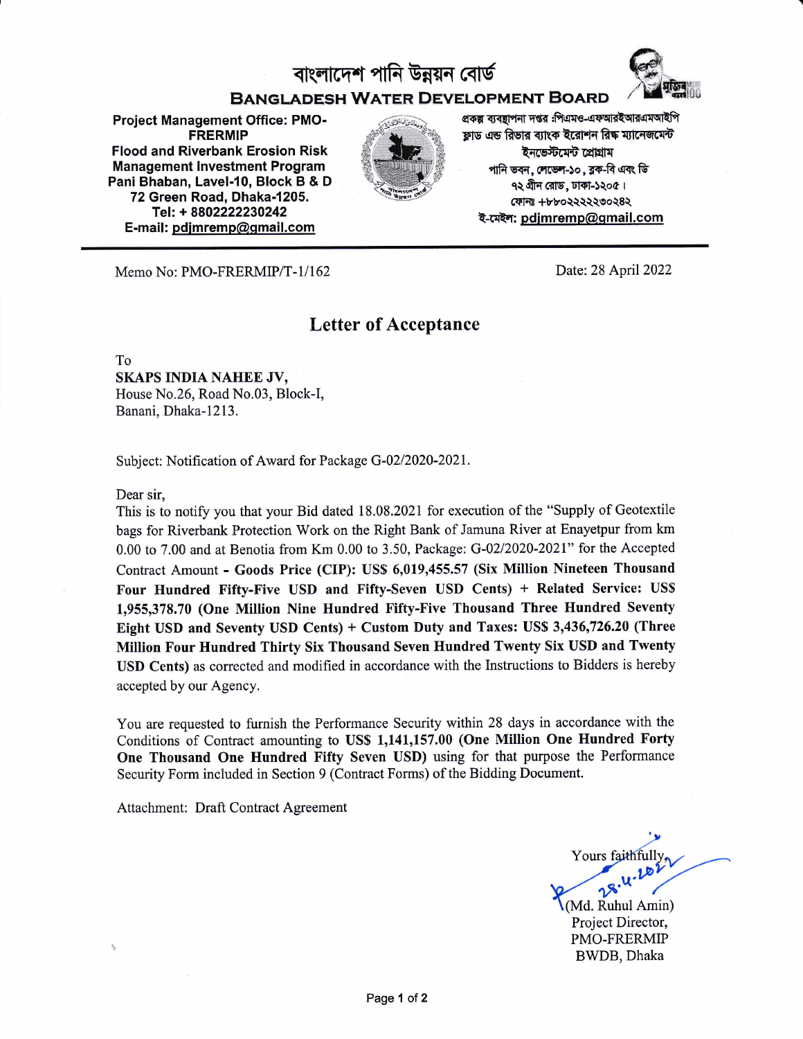# বাংলাদেশ পানি উন্নয়ন বোর্ড

## BANGLADESH WATER DEVELOPMENT BOARD

**Project Management Office: PMO-FRERMIP**
**Flood and Riverbank Erosion Risk Management Investment Program**
**Pani Bhaban, Lavel-10, Block B & D**
**72 Green Road, Dhaka-1205.**
**Tel: + 8802222230242**
**E-mail: pdjmremp@gmail.com**

প্রকল্প ব্যবস্থাপনা দপ্তর :পিএমও-এফআরইআরএমআইপি
ফ্লাড এন্ড রিভার ব্যাংক ইরোশন রিস্ক ম্যানেজমেন্ট ইনভেস্টমেন্ট প্রোগ্রাম
পানি ভবন, লেভেল-১০, ব্লক-বি এবং ডি
৭২ গ্রীন রোড, ঢাকা-১২০৫।
ফোনঃ +৮৮০২২২২২৩০২৪২
ই-মেইল: pdjmremp@gmail.com

Memo No: PMO-FRERMIP/T-1/162

Date: 28 April 2022

## Letter of Acceptance

To
**SKAPS INDIA NAHEE JV,**
House No.26, Road No.03, Block-I,
Banani, Dhaka-1213.

Subject: Notification of Award for Package G-02/2020-2021.

Dear sir,

This is to notify you that your Bid dated 18.08.2021 for execution of the "Supply of Geotextile bags for Riverbank Protection Work on the Right Bank of Jamuna River at Enayetpur from km 0.00 to 7.00 and at Benotia from Km 0.00 to 3.50, Package: G-02/2020-2021" for the Accepted Contract Amount - **Goods Price (CIP): US$ 6,019,455.57 (Six Million Nineteen Thousand Four Hundred Fifty-Five USD and Fifty-Seven USD Cents) + Related Service: US$ 1,955,378.70 (One Million Nine Hundred Fifty-Five Thousand Three Hundred Seventy Eight USD and Seventy USD Cents) + Custom Duty and Taxes: US$ 3,436,726.20 (Three Million Four Hundred Thirty Six Thousand Seven Hundred Twenty Six USD and Twenty USD Cents)** as corrected and modified in accordance with the Instructions to Bidders is hereby accepted by our Agency.

You are requested to furnish the Performance Security within 28 days in accordance with the Conditions of Contract amounting to **US$ 1,141,157.00 (One Million One Hundred Forty One Thousand One Hundred Fifty Seven USD)** using for that purpose the Performance Security Form included in Section 9 (Contract Forms) of the Bidding Document.

Attachment: Draft Contract Agreement

Yours faithfully,
28.4.2022

(Md. Ruhul Amin)
Project Director,
PMO-FRERMIP
BWDB, Dhaka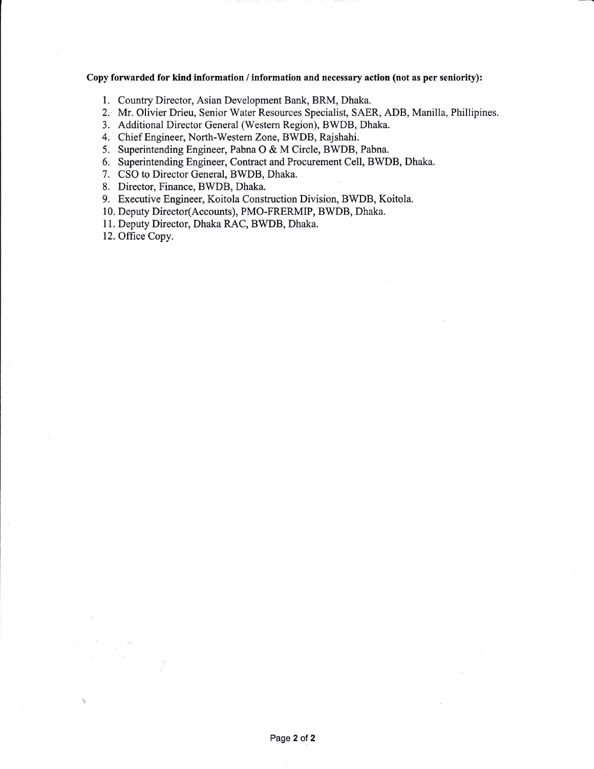**Copy forwarded for kind information / information and necessary action (not as per seniority):**

1. Country Director, Asian Development Bank, BRM, Dhaka.
2. Mr. Olivier Drieu, Senior Water Resources Specialist, SAER, ADB, Manilla, Phillipines.
3. Additional Director General (Western Region), BWDB, Dhaka.
4. Chief Engineer, North-Western Zone, BWDB, Rajshahi.
5. Superintending Engineer, Pabna O & M Circle, BWDB, Pabna.
6. Superintending Engineer, Contract and Procurement Cell, BWDB, Dhaka.
7. CSO to Director General, BWDB, Dhaka.
8. Director, Finance, BWDB, Dhaka.
9. Executive Engineer, Koitola Construction Division, BWDB, Koitola.
10. Deputy Director(Accounts), PMO-FRERMIP, BWDB, Dhaka.
11. Deputy Director, Dhaka RAC, BWDB, Dhaka.
12. Office Copy.